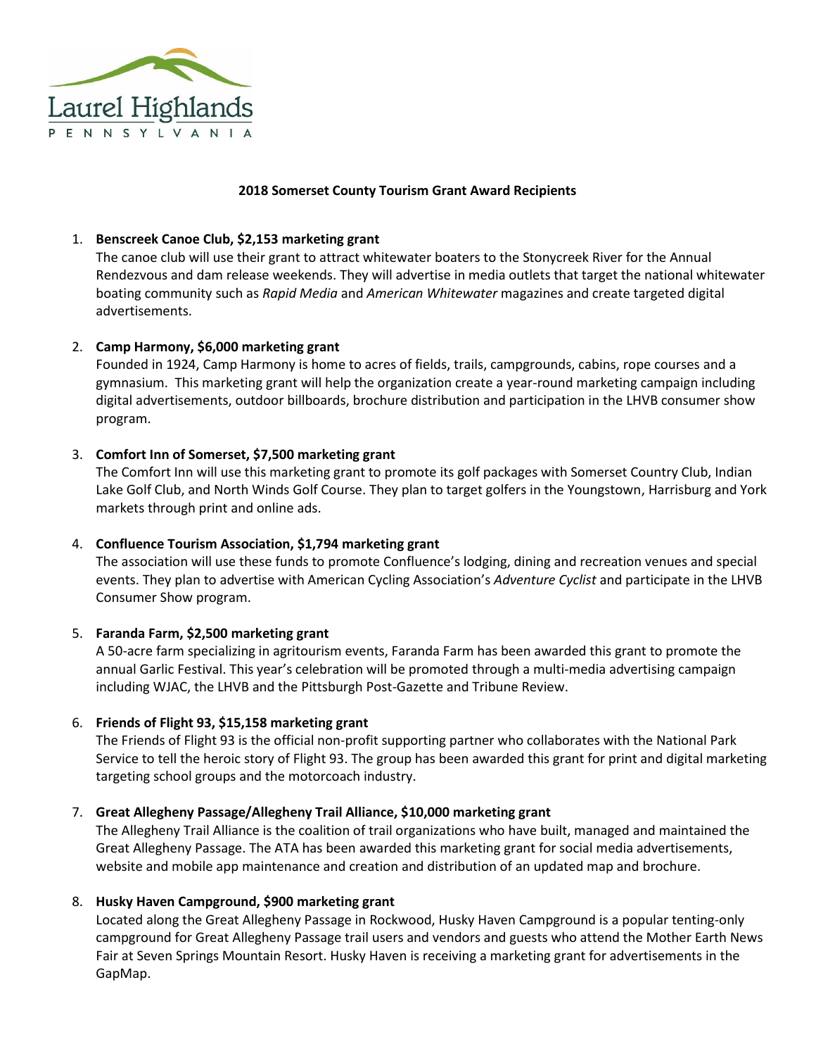Laurel Highlands

PENNSYLVANIA

## 2018 Somerset County Tourism Grant Award Recipients

1. **Benscreek Canoe Club, $2,153 marketing grant**
   The canoe club will use their grant to attract whitewater boaters to the Stonycreek River for the Annual Rendezvous and dam release weekends. They will advertise in media outlets that target the national whitewater boating community such as *Rapid Media* and *American Whitewater* magazines and create targeted digital advertisements.

2. **Camp Harmony, $6,000 marketing grant**
   Founded in 1924, Camp Harmony is home to acres of fields, trails, campgrounds, cabins, rope courses and a gymnasium. This marketing grant will help the organization create a year-round marketing campaign including digital advertisements, outdoor billboards, brochure distribution and participation in the LHVB consumer show program.

3. **Comfort Inn of Somerset, $7,500 marketing grant**
   The Comfort Inn will use this marketing grant to promote its golf packages with Somerset Country Club, Indian Lake Golf Club, and North Winds Golf Course. They plan to target golfers in the Youngstown, Harrisburg and York markets through print and online ads.

4. **Confluence Tourism Association, $1,794 marketing grant**
   The association will use these funds to promote Confluence's lodging, dining and recreation venues and special events. They plan to advertise with American Cycling Association's *Adventure Cyclist* and participate in the LHVB Consumer Show program.

5. **Faranda Farm, $2,500 marketing grant**
   A 50-acre farm specializing in agritourism events, Faranda Farm has been awarded this grant to promote the annual Garlic Festival. This year's celebration will be promoted through a multi-media advertising campaign including WJAC, the LHVB and the Pittsburgh Post-Gazette and Tribune Review.

6. **Friends of Flight 93, $15,158 marketing grant**
   The Friends of Flight 93 is the official non-profit supporting partner who collaborates with the National Park Service to tell the heroic story of Flight 93. The group has been awarded this grant for print and digital marketing targeting school groups and the motorcoach industry.

7. **Great Allegheny Passage/Allegheny Trail Alliance, $10,000 marketing grant**
   The Allegheny Trail Alliance is the coalition of trail organizations who have built, managed and maintained the Great Allegheny Passage. The ATA has been awarded this marketing grant for social media advertisements, website and mobile app maintenance and creation and distribution of an updated map and brochure.

8. **Husky Haven Campground, $900 marketing grant**
   Located along the Great Allegheny Passage in Rockwood, Husky Haven Campground is a popular tenting-only campground for Great Allegheny Passage trail users and vendors and guests who attend the Mother Earth News Fair at Seven Springs Mountain Resort. Husky Haven is receiving a marketing grant for advertisements in the GapMap.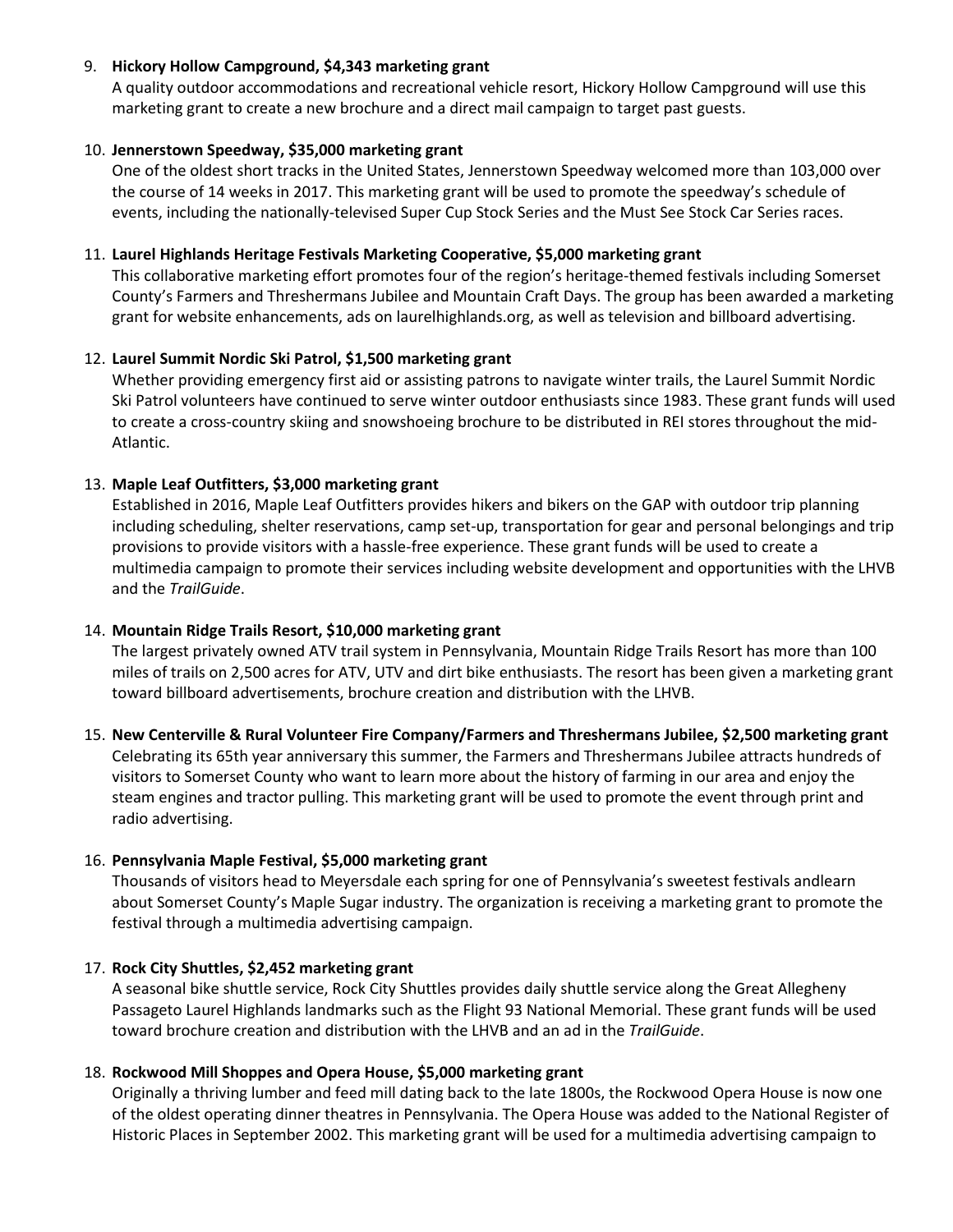9. **Hickory Hollow Campground, $4,343 marketing grant**
   A quality outdoor accommodations and recreational vehicle resort, Hickory Hollow Campground will use this marketing grant to create a new brochure and a direct mail campaign to target past guests.

10. **Jennerstown Speedway, $35,000 marketing grant**
    One of the oldest short tracks in the United States, Jennerstown Speedway welcomed more than 103,000 over the course of 14 weeks in 2017. This marketing grant will be used to promote the speedway's schedule of events, including the nationally-televised Super Cup Stock Series and the Must See Stock Car Series races.

11. **Laurel Highlands Heritage Festivals Marketing Cooperative, $5,000 marketing grant**
    This collaborative marketing effort promotes four of the region's heritage-themed festivals including Somerset County's Farmers and Threshermans Jubilee and Mountain Craft Days. The group has been awarded a marketing grant for website enhancements, ads on laurelhighlands.org, as well as television and billboard advertising.

12. **Laurel Summit Nordic Ski Patrol, $1,500 marketing grant**
    Whether providing emergency first aid or assisting patrons to navigate winter trails, the Laurel Summit Nordic Ski Patrol volunteers have continued to serve winter outdoor enthusiasts since 1983. These grant funds will used to create a cross-country skiing and snowshoeing brochure to be distributed in REI stores throughout the mid-Atlantic.

13. **Maple Leaf Outfitters, $3,000 marketing grant**
    Established in 2016, Maple Leaf Outfitters provides hikers and bikers on the GAP with outdoor trip planning including scheduling, shelter reservations, camp set-up, transportation for gear and personal belongings and trip provisions to provide visitors with a hassle-free experience. These grant funds will be used to create a multimedia campaign to promote their services including website development and opportunities with the LHVB and the *TrailGuide*.

14. **Mountain Ridge Trails Resort, $10,000 marketing grant**
    The largest privately owned ATV trail system in Pennsylvania, Mountain Ridge Trails Resort has more than 100 miles of trails on 2,500 acres for ATV, UTV and dirt bike enthusiasts. The resort has been given a marketing grant toward billboard advertisements, brochure creation and distribution with the LHVB.

15. **New Centerville & Rural Volunteer Fire Company/Farmers and Threshermans Jubilee, $2,500 marketing grant**
    Celebrating its 65th year anniversary this summer, the Farmers and Threshermans Jubilee attracts hundreds of visitors to Somerset County who want to learn more about the history of farming in our area and enjoy the steam engines and tractor pulling. This marketing grant will be used to promote the event through print and radio advertising.

16. **Pennsylvania Maple Festival, $5,000 marketing grant**
    Thousands of visitors head to Meyersdale each spring for one of Pennsylvania's sweetest festivals andlearn about Somerset County's Maple Sugar industry. The organization is receiving a marketing grant to promote the festival through a multimedia advertising campaign.

17. **Rock City Shuttles, $2,452 marketing grant**
    A seasonal bike shuttle service, Rock City Shuttles provides daily shuttle service along the Great Allegheny Passageto Laurel Highlands landmarks such as the Flight 93 National Memorial. These grant funds will be used toward brochure creation and distribution with the LHVB and an ad in the *TrailGuide*.

18. **Rockwood Mill Shoppes and Opera House, $5,000 marketing grant**
    Originally a thriving lumber and feed mill dating back to the late 1800s, the Rockwood Opera House is now one of the oldest operating dinner theatres in Pennsylvania. The Opera House was added to the National Register of Historic Places in September 2002. This marketing grant will be used for a multimedia advertising campaign to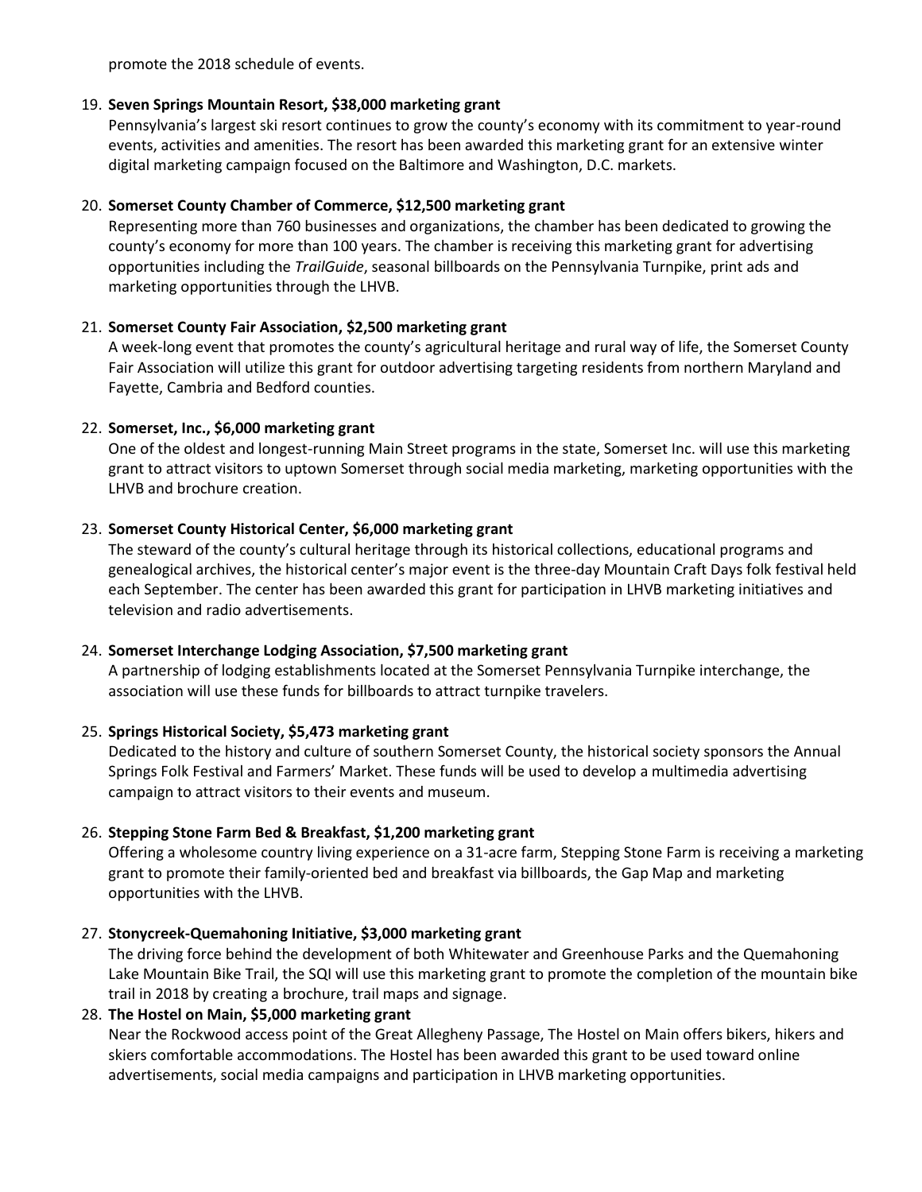promote the 2018 schedule of events.

19. **Seven Springs Mountain Resort, $38,000 marketing grant**
    Pennsylvania's largest ski resort continues to grow the county's economy with its commitment to year-round events, activities and amenities. The resort has been awarded this marketing grant for an extensive winter digital marketing campaign focused on the Baltimore and Washington, D.C. markets.

20. **Somerset County Chamber of Commerce, $12,500 marketing grant**
    Representing more than 760 businesses and organizations, the chamber has been dedicated to growing the county's economy for more than 100 years. The chamber is receiving this marketing grant for advertising opportunities including the *TrailGuide*, seasonal billboards on the Pennsylvania Turnpike, print ads and marketing opportunities through the LHVB.

21. **Somerset County Fair Association, $2,500 marketing grant**
    A week-long event that promotes the county's agricultural heritage and rural way of life, the Somerset County Fair Association will utilize this grant for outdoor advertising targeting residents from northern Maryland and Fayette, Cambria and Bedford counties.

22. **Somerset, Inc., $6,000 marketing grant**
    One of the oldest and longest-running Main Street programs in the state, Somerset Inc. will use this marketing grant to attract visitors to uptown Somerset through social media marketing, marketing opportunities with the LHVB and brochure creation.

23. **Somerset County Historical Center, $6,000 marketing grant**
    The steward of the county's cultural heritage through its historical collections, educational programs and genealogical archives, the historical center's major event is the three-day Mountain Craft Days folk festival held each September. The center has been awarded this grant for participation in LHVB marketing initiatives and television and radio advertisements.

24. **Somerset Interchange Lodging Association, $7,500 marketing grant**
    A partnership of lodging establishments located at the Somerset Pennsylvania Turnpike interchange, the association will use these funds for billboards to attract turnpike travelers.

25. **Springs Historical Society, $5,473 marketing grant**
    Dedicated to the history and culture of southern Somerset County, the historical society sponsors the Annual Springs Folk Festival and Farmers' Market. These funds will be used to develop a multimedia advertising campaign to attract visitors to their events and museum.

26. **Stepping Stone Farm Bed & Breakfast, $1,200 marketing grant**
    Offering a wholesome country living experience on a 31-acre farm, Stepping Stone Farm is receiving a marketing grant to promote their family-oriented bed and breakfast via billboards, the Gap Map and marketing opportunities with the LHVB.

27. **Stonycreek-Quemahoning Initiative, $3,000 marketing grant**
    The driving force behind the development of both Whitewater and Greenhouse Parks and the Quemahoning Lake Mountain Bike Trail, the SQI will use this marketing grant to promote the completion of the mountain bike trail in 2018 by creating a brochure, trail maps and signage.

28. **The Hostel on Main, $5,000 marketing grant**
    Near the Rockwood access point of the Great Allegheny Passage, The Hostel on Main offers bikers, hikers and skiers comfortable accommodations. The Hostel has been awarded this grant to be used toward online advertisements, social media campaigns and participation in LHVB marketing opportunities.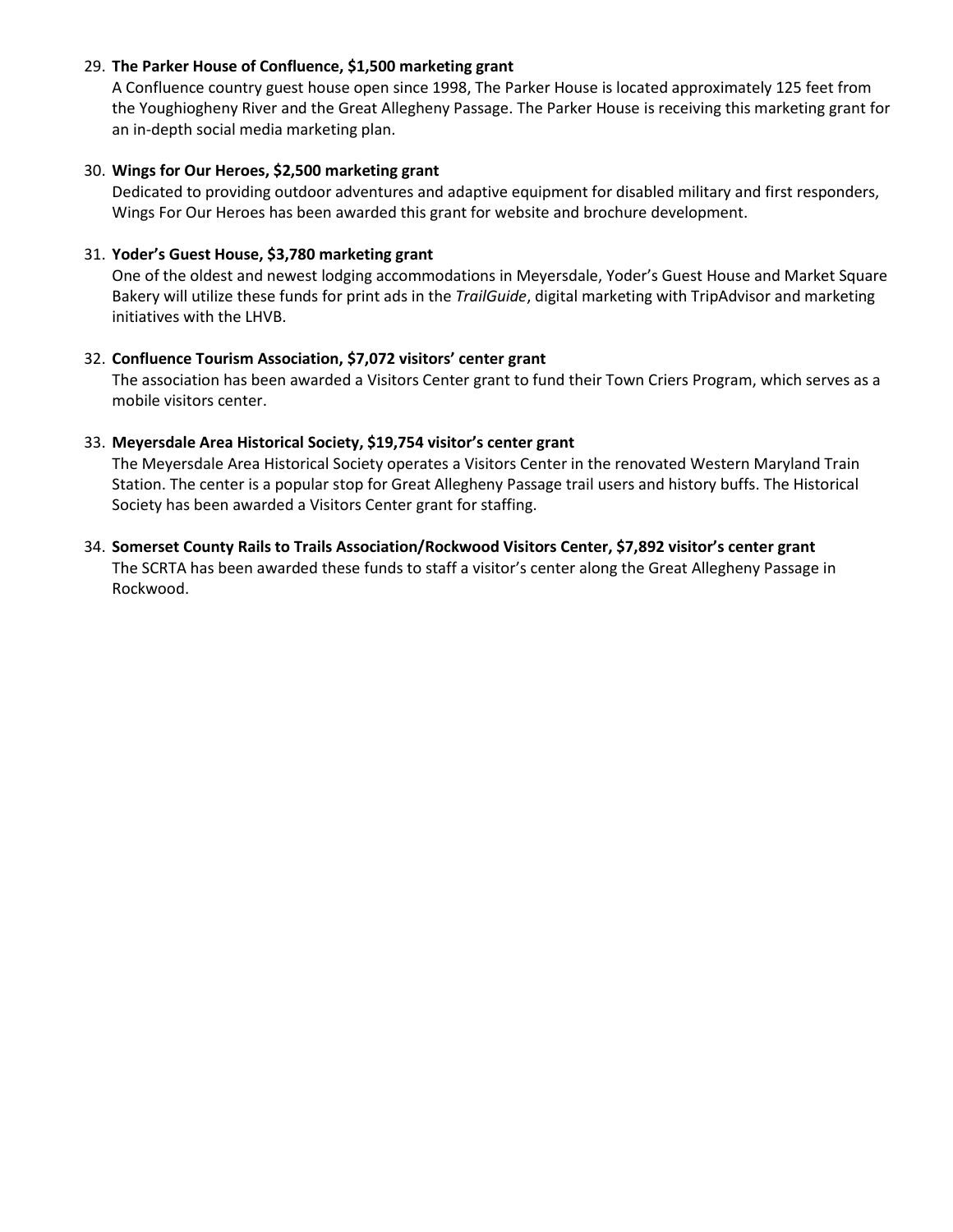29. **The Parker House of Confluence, $1,500 marketing grant**
    A Confluence country guest house open since 1998, The Parker House is located approximately 125 feet from the Youghiogheny River and the Great Allegheny Passage. The Parker House is receiving this marketing grant for an in-depth social media marketing plan.

30. **Wings for Our Heroes, $2,500 marketing grant**
    Dedicated to providing outdoor adventures and adaptive equipment for disabled military and first responders, Wings For Our Heroes has been awarded this grant for website and brochure development.

31. **Yoder's Guest House, $3,780 marketing grant**
    One of the oldest and newest lodging accommodations in Meyersdale, Yoder's Guest House and Market Square Bakery will utilize these funds for print ads in the *TrailGuide*, digital marketing with TripAdvisor and marketing initiatives with the LHVB.

32. **Confluence Tourism Association, $7,072 visitors' center grant**
    The association has been awarded a Visitors Center grant to fund their Town Criers Program, which serves as a mobile visitors center.

33. **Meyersdale Area Historical Society, $19,754 visitor's center grant**
    The Meyersdale Area Historical Society operates a Visitors Center in the renovated Western Maryland Train Station. The center is a popular stop for Great Allegheny Passage trail users and history buffs. The Historical Society has been awarded a Visitors Center grant for staffing.

34. **Somerset County Rails to Trails Association/Rockwood Visitors Center, $7,892 visitor's center grant**
    The SCRTA has been awarded these funds to staff a visitor's center along the Great Allegheny Passage in Rockwood.